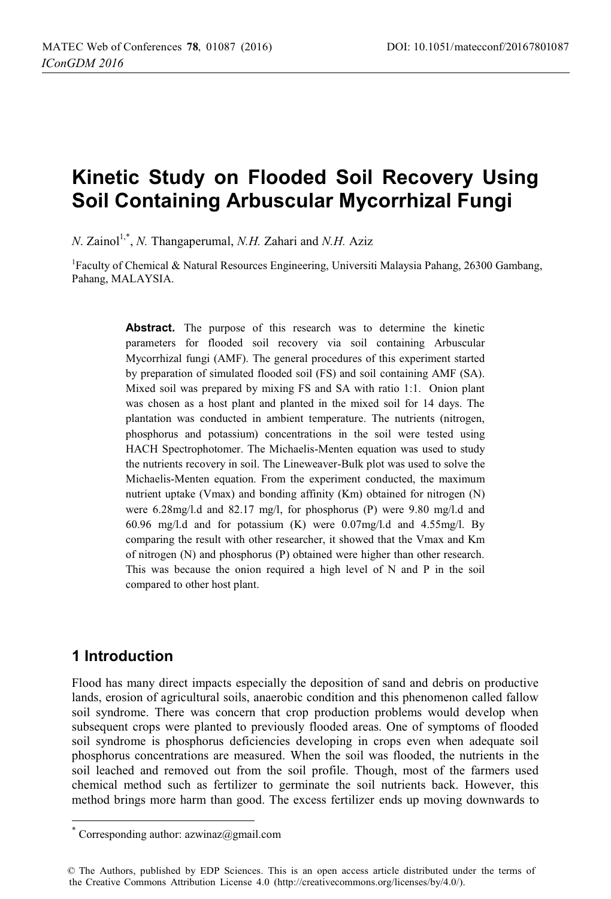# Kinetic Study on Flooded Soil Recovery Using Soil Containing Arbuscular Mycorrhizal Fungi

*N.* Zainol[1,*], *N.* Thangaperumal, *N.H.* Zahari and *N.H.* Aziz

[1]Faculty of Chemical & Natural Resources Engineering, Universiti Malaysia Pahang, 26300 Gambang, Pahang, MALAYSIA.

**Abstract.** The purpose of this research was to determine the kinetic parameters for flooded soil recovery via soil containing Arbuscular Mycorrhizal fungi (AMF). The general procedures of this experiment started by preparation of simulated flooded soil (FS) and soil containing AMF (SA). Mixed soil was prepared by mixing FS and SA with ratio 1:1. Onion plant was chosen as a host plant and planted in the mixed soil for 14 days. The plantation was conducted in ambient temperature. The nutrients (nitrogen, phosphorus and potassium) concentrations in the soil were tested using HACH Spectrophotomer. The Michaelis-Menten equation was used to study the nutrients recovery in soil. The Lineweaver-Bulk plot was used to solve the Michaelis-Menten equation. From the experiment conducted, the maximum nutrient uptake (Vmax) and bonding affinity (Km) obtained for nitrogen (N) were 6.28mg/l.d and 82.17 mg/l, for phosphorus (P) were 9.80 mg/l.d and 60.96 mg/l.d and for potassium (K) were 0.07mg/l.d and 4.55mg/l. By comparing the result with other researcher, it showed that the Vmax and Km of nitrogen (N) and phosphorus (P) obtained were higher than other research. This was because the onion required a high level of N and P in the soil compared to other host plant.

## 1 Introduction

Flood has many direct impacts especially the deposition of sand and debris on productive lands, erosion of agricultural soils, anaerobic condition and this phenomenon called fallow soil syndrome. There was concern that crop production problems would develop when subsequent crops were planted to previously flooded areas. One of symptoms of flooded soil syndrome is phosphorus deficiencies developing in crops even when adequate soil phosphorus concentrations are measured. When the soil was flooded, the nutrients in the soil leached and removed out from the soil profile. Though, most of the farmers used chemical method such as fertilizer to germinate the soil nutrients back. However, this method brings more harm than good. The excess fertilizer ends up moving downwards to

[*] Corresponding author: azwinaz@gmail.com

© The Authors, published by EDP Sciences. This is an open access article distributed under the terms of the Creative Commons Attribution License 4.0 (http://creativecommons.org/licenses/by/4.0/).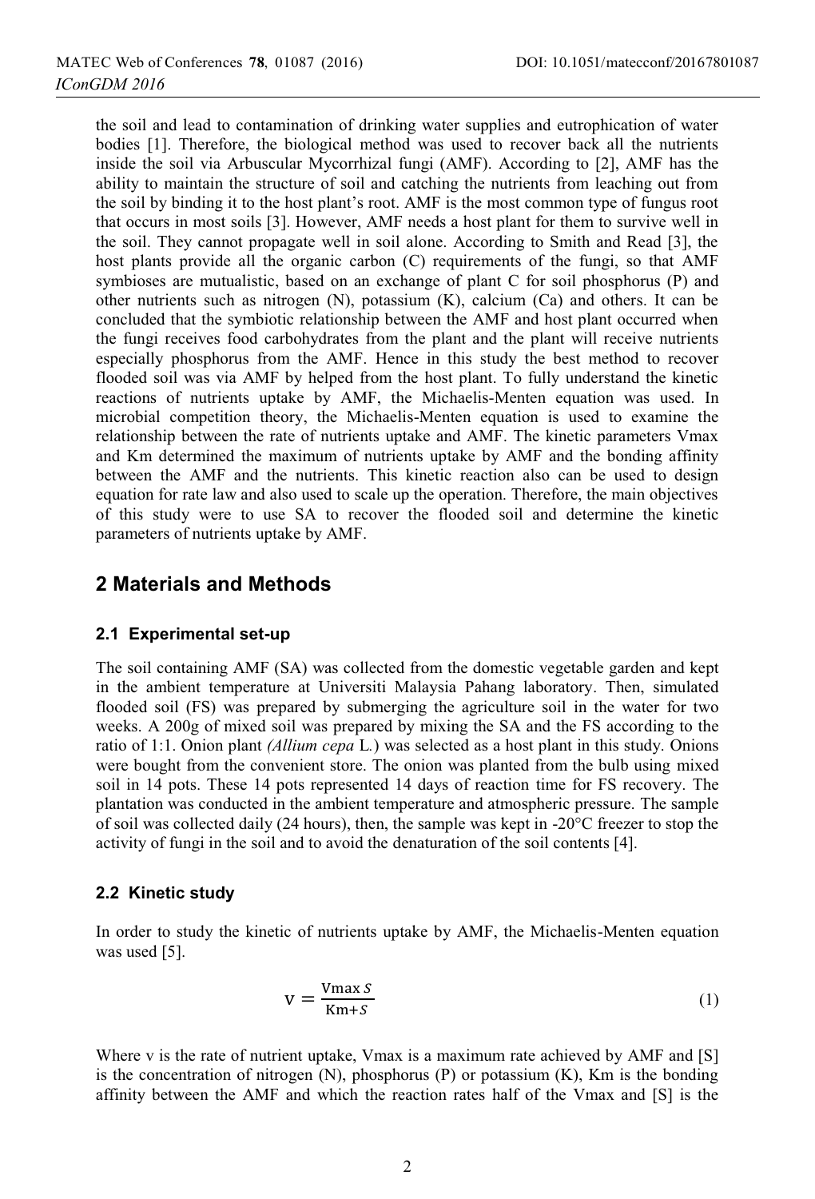the soil and lead to contamination of drinking water supplies and eutrophication of water bodies [1]. Therefore, the biological method was used to recover back all the nutrients inside the soil via Arbuscular Mycorrhizal fungi (AMF). According to [2], AMF has the ability to maintain the structure of soil and catching the nutrients from leaching out from the soil by binding it to the host plant's root. AMF is the most common type of fungus root that occurs in most soils [3]. However, AMF needs a host plant for them to survive well in the soil. They cannot propagate well in soil alone. According to Smith and Read [3], the host plants provide all the organic carbon (C) requirements of the fungi, so that AMF symbioses are mutualistic, based on an exchange of plant C for soil phosphorus (P) and other nutrients such as nitrogen (N), potassium (K), calcium (Ca) and others. It can be concluded that the symbiotic relationship between the AMF and host plant occurred when the fungi receives food carbohydrates from the plant and the plant will receive nutrients especially phosphorus from the AMF. Hence in this study the best method to recover flooded soil was via AMF by helped from the host plant. To fully understand the kinetic reactions of nutrients uptake by AMF, the Michaelis-Menten equation was used. In microbial competition theory, the Michaelis-Menten equation is used to examine the relationship between the rate of nutrients uptake and AMF. The kinetic parameters Vmax and Km determined the maximum of nutrients uptake by AMF and the bonding affinity between the AMF and the nutrients. This kinetic reaction also can be used to design equation for rate law and also used to scale up the operation. Therefore, the main objectives of this study were to use SA to recover the flooded soil and determine the kinetic parameters of nutrients uptake by AMF.

## 2 Materials and Methods

### 2.1 Experimental set-up

The soil containing AMF (SA) was collected from the domestic vegetable garden and kept in the ambient temperature at Universiti Malaysia Pahang laboratory. Then, simulated flooded soil (FS) was prepared by submerging the agriculture soil in the water for two weeks. A 200g of mixed soil was prepared by mixing the SA and the FS according to the ratio of 1:1. Onion plant *(Allium cepa* L.) was selected as a host plant in this study. Onions were bought from the convenient store. The onion was planted from the bulb using mixed soil in 14 pots. These 14 pots represented 14 days of reaction time for FS recovery. The plantation was conducted in the ambient temperature and atmospheric pressure. The sample of soil was collected daily (24 hours), then, the sample was kept in -20°C freezer to stop the activity of fungi in the soil and to avoid the denaturation of the soil contents [4].

### 2.2 Kinetic study

In order to study the kinetic of nutrients uptake by AMF, the Michaelis-Menten equation was used [5].

$$\mathrm{v} = \frac{\mathrm{Vmax}\, S}{\mathrm{Km} + S} \tag{1}$$

Where v is the rate of nutrient uptake, Vmax is a maximum rate achieved by AMF and [S] is the concentration of nitrogen (N), phosphorus (P) or potassium (K), Km is the bonding affinity between the AMF and which the reaction rates half of the Vmax and [S] is the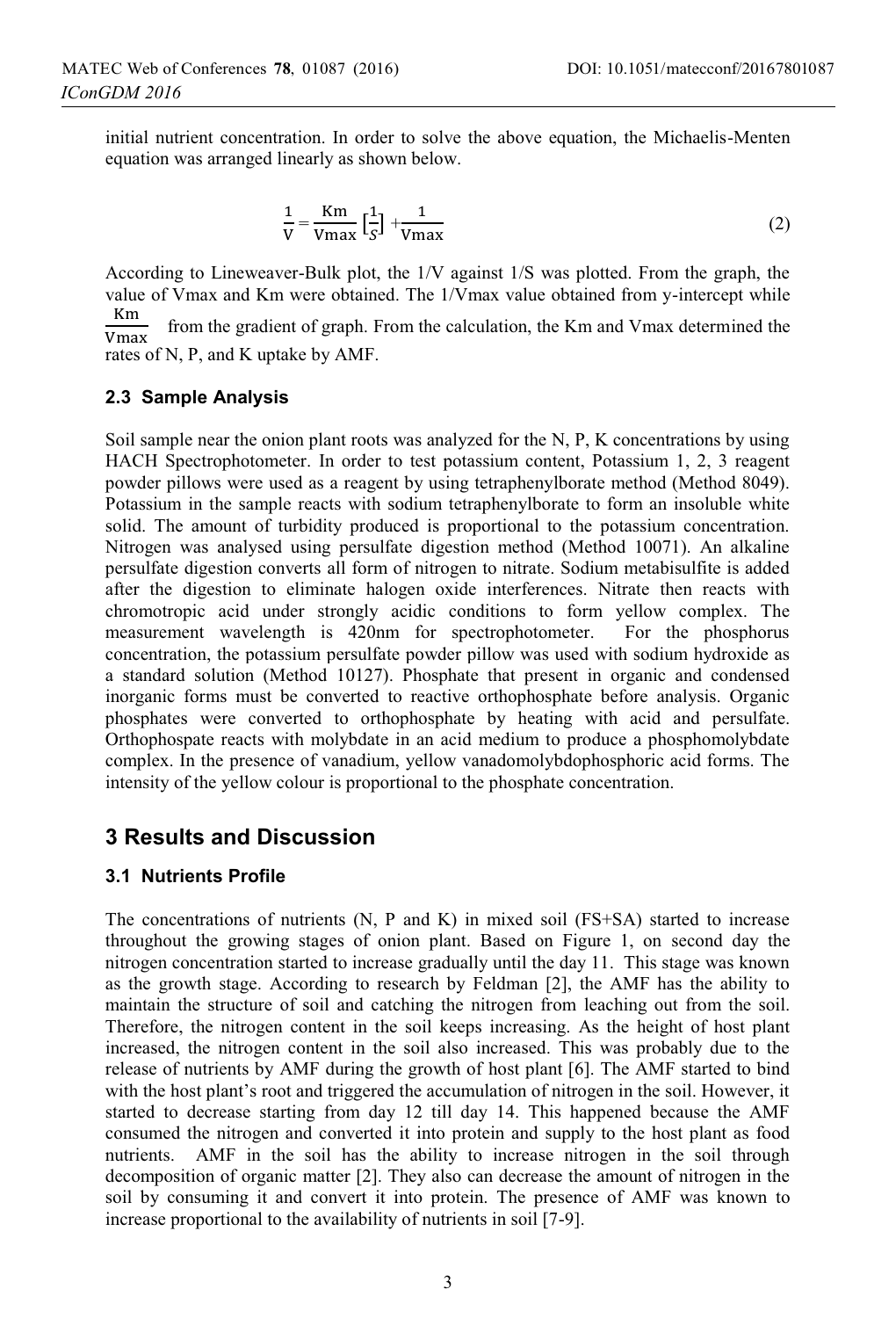initial nutrient concentration. In order to solve the above equation, the Michaelis-Menten equation was arranged linearly as shown below.

$$\frac{1}{\text{V}} = \frac{\text{Km}}{\text{Vmax}}\left[\frac{1}{S}\right] + \frac{1}{\text{Vmax}} \tag{2}$$

According to Lineweaver-Bulk plot, the 1/V against 1/S was plotted. From the graph, the value of Vmax and Km were obtained. The 1/Vmax value obtained from y-intercept while $\frac{\text{Km}}{\text{Vmax}}$ from the gradient of graph. From the calculation, the Km and Vmax determined the rates of N, P, and K uptake by AMF.

### 2.3 Sample Analysis

Soil sample near the onion plant roots was analyzed for the N, P, K concentrations by using HACH Spectrophotometer. In order to test potassium content, Potassium 1, 2, 3 reagent powder pillows were used as a reagent by using tetraphenylborate method (Method 8049). Potassium in the sample reacts with sodium tetraphenylborate to form an insoluble white solid. The amount of turbidity produced is proportional to the potassium concentration. Nitrogen was analysed using persulfate digestion method (Method 10071). An alkaline persulfate digestion converts all form of nitrogen to nitrate. Sodium metabisulfite is added after the digestion to eliminate halogen oxide interferences. Nitrate then reacts with chromotropic acid under strongly acidic conditions to form yellow complex. The measurement wavelength is 420nm for spectrophotometer. For the phosphorus concentration, the potassium persulfate powder pillow was used with sodium hydroxide as a standard solution (Method 10127). Phosphate that present in organic and condensed inorganic forms must be converted to reactive orthophosphate before analysis. Organic phosphates were converted to orthophosphate by heating with acid and persulfate. Orthophospate reacts with molybdate in an acid medium to produce a phosphomolybdate complex. In the presence of vanadium, yellow vanadomolybdophosphoric acid forms. The intensity of the yellow colour is proportional to the phosphate concentration.

## 3 Results and Discussion

### 3.1 Nutrients Profile

The concentrations of nutrients (N, P and K) in mixed soil (FS+SA) started to increase throughout the growing stages of onion plant. Based on Figure 1, on second day the nitrogen concentration started to increase gradually until the day 11. This stage was known as the growth stage. According to research by Feldman [2], the AMF has the ability to maintain the structure of soil and catching the nitrogen from leaching out from the soil. Therefore, the nitrogen content in the soil keeps increasing. As the height of host plant increased, the nitrogen content in the soil also increased. This was probably due to the release of nutrients by AMF during the growth of host plant [6]. The AMF started to bind with the host plant's root and triggered the accumulation of nitrogen in the soil. However, it started to decrease starting from day 12 till day 14. This happened because the AMF consumed the nitrogen and converted it into protein and supply to the host plant as food nutrients. AMF in the soil has the ability to increase nitrogen in the soil through decomposition of organic matter [2]. They also can decrease the amount of nitrogen in the soil by consuming it and convert it into protein. The presence of AMF was known to increase proportional to the availability of nutrients in soil [7-9].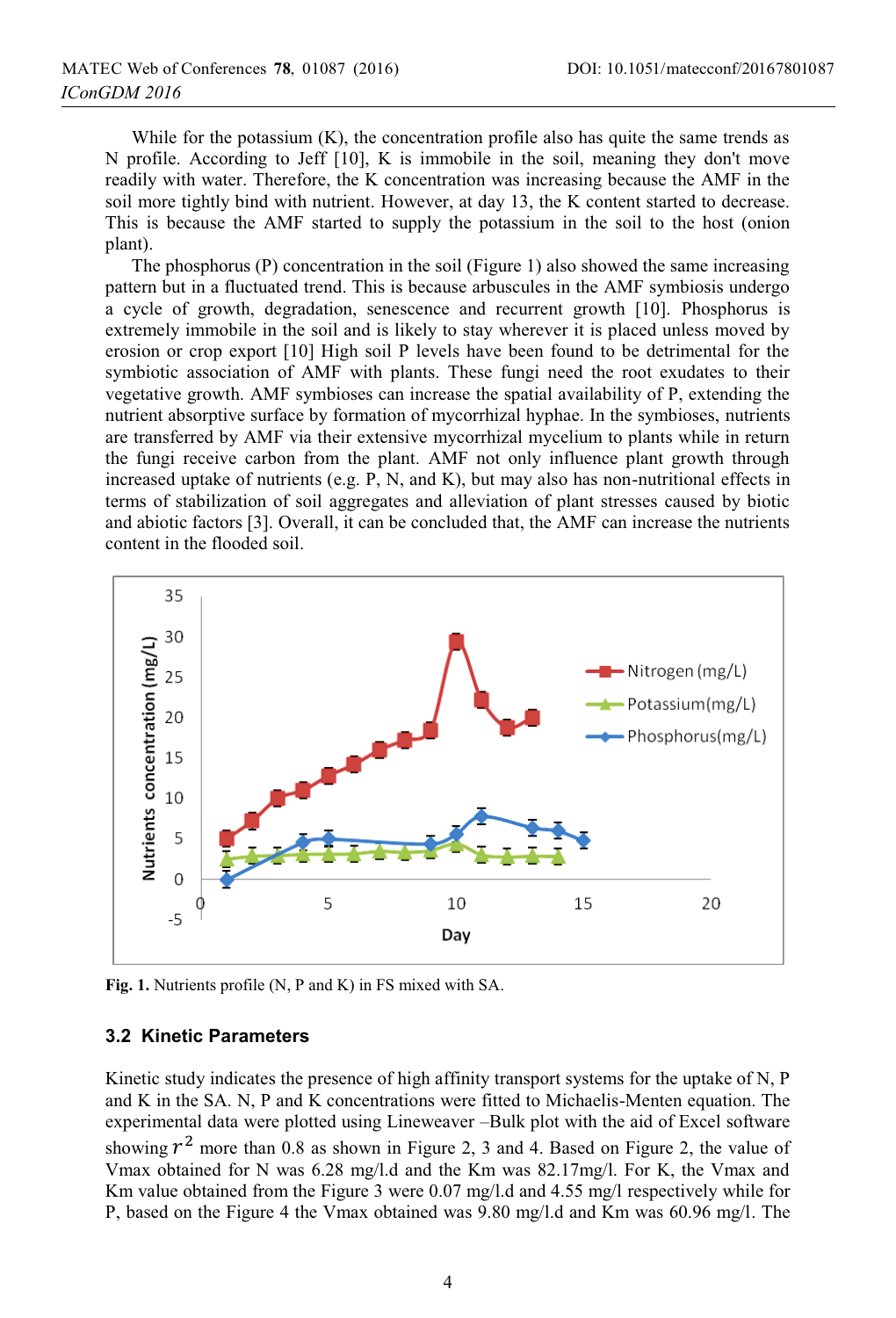While for the potassium (K), the concentration profile also has quite the same trends as N profile. According to Jeff [10], K is immobile in the soil, meaning they don't move readily with water. Therefore, the K concentration was increasing because the AMF in the soil more tightly bind with nutrient. However, at day 13, the K content started to decrease. This is because the AMF started to supply the potassium in the soil to the host (onion plant).

The phosphorus (P) concentration in the soil (Figure 1) also showed the same increasing pattern but in a fluctuated trend. This is because arbuscules in the AMF symbiosis undergo a cycle of growth, degradation, senescence and recurrent growth [10]. Phosphorus is extremely immobile in the soil and is likely to stay wherever it is placed unless moved by erosion or crop export [10] High soil P levels have been found to be detrimental for the symbiotic association of AMF with plants. These fungi need the root exudates to their vegetative growth. AMF symbioses can increase the spatial availability of P, extending the nutrient absorptive surface by formation of mycorrhizal hyphae. In the symbioses, nutrients are transferred by AMF via their extensive mycorrhizal mycelium to plants while in return the fungi receive carbon from the plant. AMF not only influence plant growth through increased uptake of nutrients (e.g. P, N, and K), but may also has non-nutritional effects in terms of stabilization of soil aggregates and alleviation of plant stresses caused by biotic and abiotic factors [3]. Overall, it can be concluded that, the AMF can increase the nutrients content in the flooded soil.

**Fig. 1.** Nutrients profile (N, P and K) in FS mixed with SA.

### 3.2 Kinetic Parameters

Kinetic study indicates the presence of high affinity transport systems for the uptake of N, P and K in the SA. N, P and K concentrations were fitted to Michaelis-Menten equation. The experimental data were plotted using Lineweaver –Bulk plot with the aid of Excel software showing $r^2$ more than 0.8 as shown in Figure 2, 3 and 4. Based on Figure 2, the value of Vmax obtained for N was 6.28 mg/l.d and the Km was 82.17mg/l. For K, the Vmax and Km value obtained from the Figure 3 were 0.07 mg/l.d and 4.55 mg/l respectively while for P, based on the Figure 4 the Vmax obtained was 9.80 mg/l.d and Km was 60.96 mg/l. The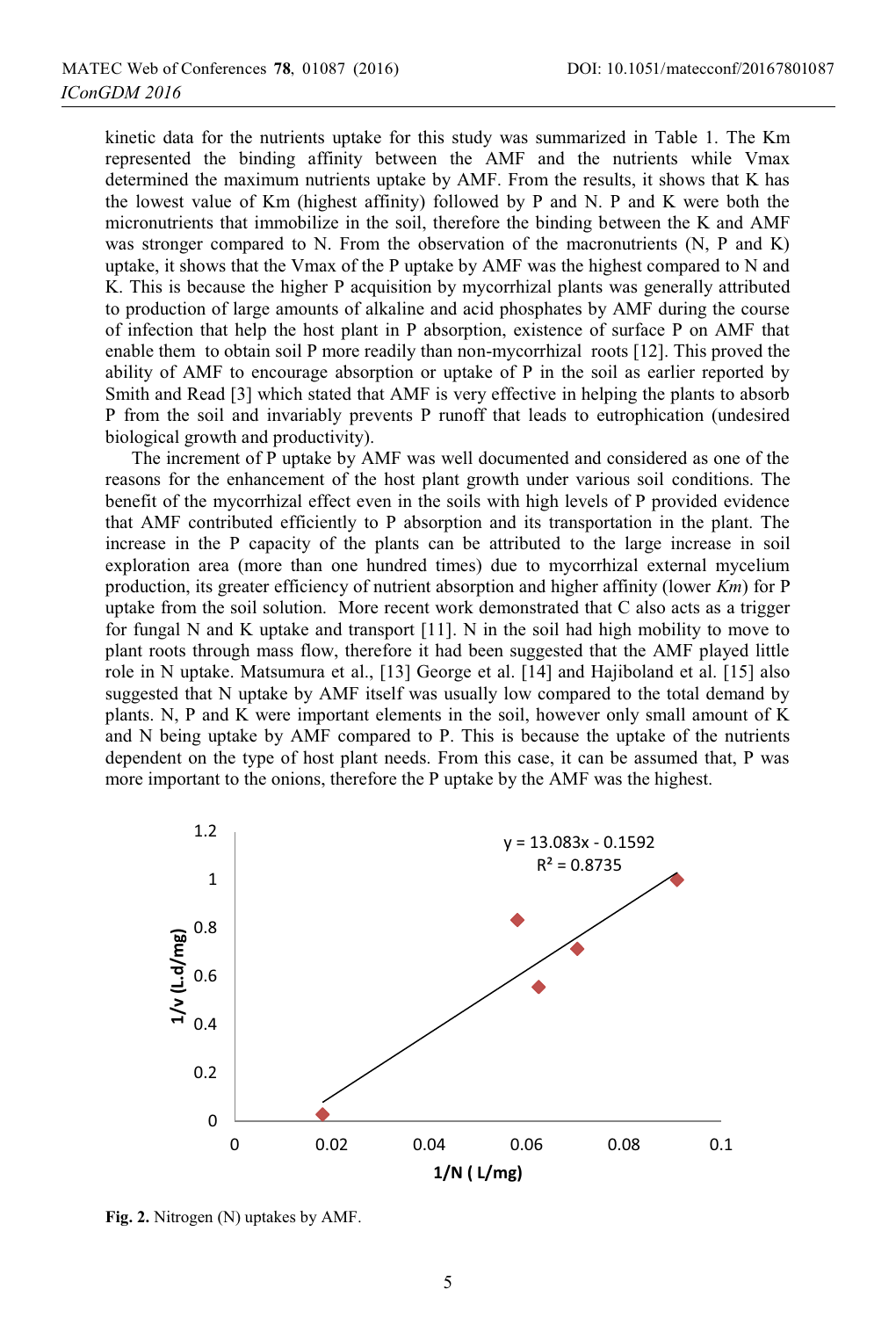kinetic data for the nutrients uptake for this study was summarized in Table 1. The Km represented the binding affinity between the AMF and the nutrients while Vmax determined the maximum nutrients uptake by AMF. From the results, it shows that K has the lowest value of Km (highest affinity) followed by P and N. P and K were both the micronutrients that immobilize in the soil, therefore the binding between the K and AMF was stronger compared to N. From the observation of the macronutrients (N, P and K) uptake, it shows that the Vmax of the P uptake by AMF was the highest compared to N and K. This is because the higher P acquisition by mycorrhizal plants was generally attributed to production of large amounts of alkaline and acid phosphates by AMF during the course of infection that help the host plant in P absorption, existence of surface P on AMF that enable them to obtain soil P more readily than non-mycorrhizal roots [12]. This proved the ability of AMF to encourage absorption or uptake of P in the soil as earlier reported by Smith and Read [3] which stated that AMF is very effective in helping the plants to absorb P from the soil and invariably prevents P runoff that leads to eutrophication (undesired biological growth and productivity).

The increment of P uptake by AMF was well documented and considered as one of the reasons for the enhancement of the host plant growth under various soil conditions. The benefit of the mycorrhizal effect even in the soils with high levels of P provided evidence that AMF contributed efficiently to P absorption and its transportation in the plant. The increase in the P capacity of the plants can be attributed to the large increase in soil exploration area (more than one hundred times) due to mycorrhizal external mycelium production, its greater efficiency of nutrient absorption and higher affinity (lower *Km*) for P uptake from the soil solution. More recent work demonstrated that C also acts as a trigger for fungal N and K uptake and transport [11]. N in the soil had high mobility to move to plant roots through mass flow, therefore it had been suggested that the AMF played little role in N uptake. Matsumura et al., [13] George et al. [14] and Hajiboland et al. [15] also suggested that N uptake by AMF itself was usually low compared to the total demand by plants. N, P and K were important elements in the soil, however only small amount of K and N being uptake by AMF compared to P. This is because the uptake of the nutrients dependent on the type of host plant needs. From this case, it can be assumed that, P was more important to the onions, therefore the P uptake by the AMF was the highest.

y = 13.083x - 0.1592
$R^2$ = 0.8735

1/v (L.d/mg)

1/N ( L/mg)

0, 0.2, 0.4, 0.6, 0.8, 1, 1.2

0, 0.02, 0.04, 0.06, 0.08, 0.1

**Fig. 2.** Nitrogen (N) uptakes by AMF.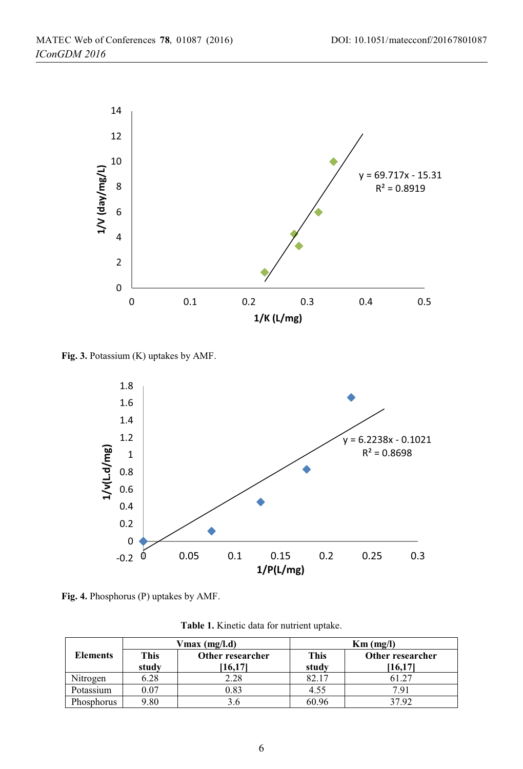Fig. 3. Potassium (K) uptakes by AMF.

Fig. 4. Phosphorus (P) uptakes by AMF.

**Table 1.** Kinetic data for nutrient uptake.

| Elements | Vmax (mg/l.d) | | Km (mg/l) | |
|---|---|---|---|---|
| | This study | Other researcher [16,17] | This study | Other researcher [16,17] |
| Nitrogen | 6.28 | 2.28 | 82.17 | 61.27 |
| Potassium | 0.07 | 0.83 | 4.55 | 7.91 |
| Phosphorus | 9.80 | 3.6 | 60.96 | 37.92 |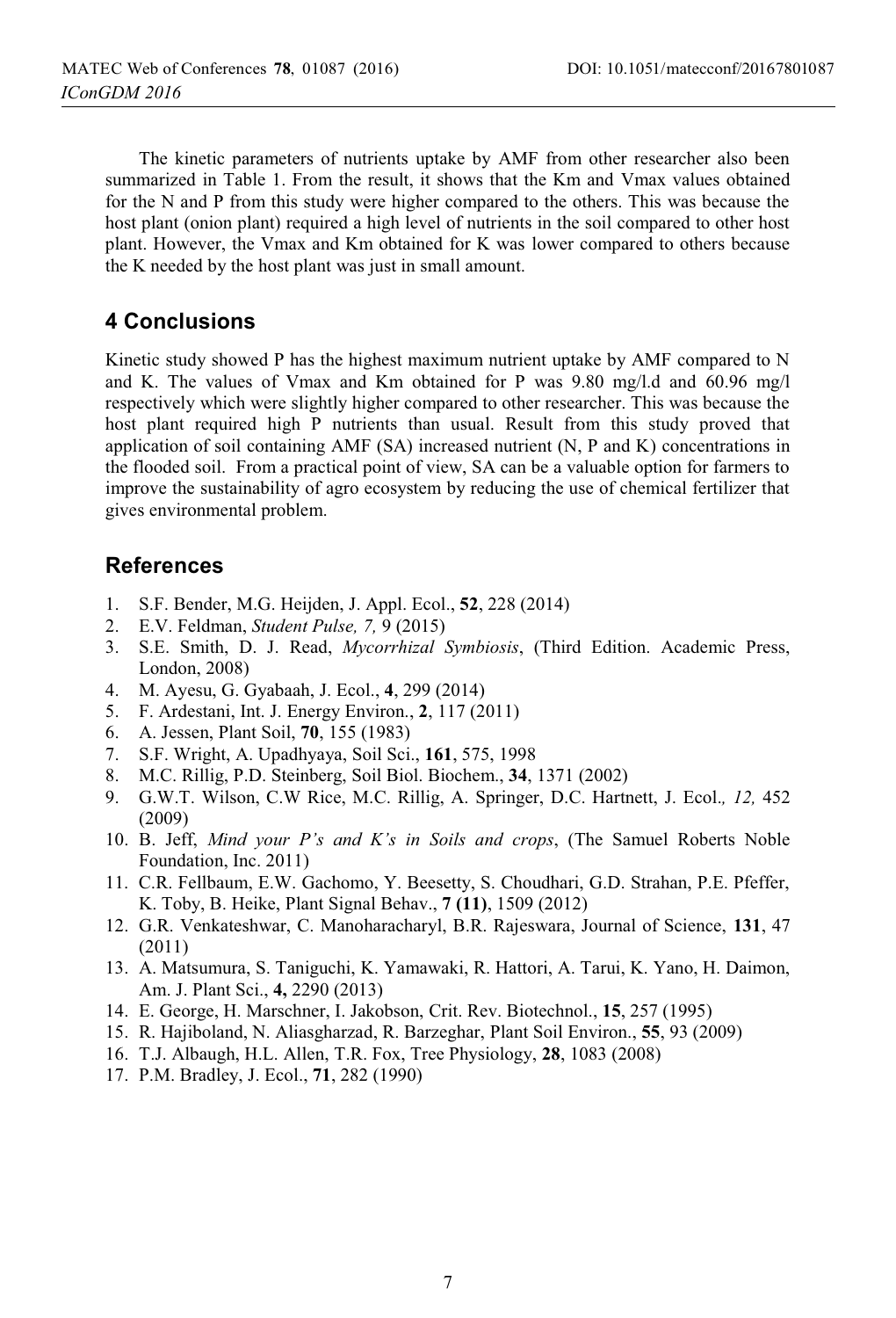The kinetic parameters of nutrients uptake by AMF from other researcher also been summarized in Table 1. From the result, it shows that the Km and Vmax values obtained for the N and P from this study were higher compared to the others. This was because the host plant (onion plant) required a high level of nutrients in the soil compared to other host plant. However, the Vmax and Km obtained for K was lower compared to others because the K needed by the host plant was just in small amount.

## 4 Conclusions

Kinetic study showed P has the highest maximum nutrient uptake by AMF compared to N and K. The values of Vmax and Km obtained for P was 9.80 mg/l.d and 60.96 mg/l respectively which were slightly higher compared to other researcher. This was because the host plant required high P nutrients than usual. Result from this study proved that application of soil containing AMF (SA) increased nutrient (N, P and K) concentrations in the flooded soil. From a practical point of view, SA can be a valuable option for farmers to improve the sustainability of agro ecosystem by reducing the use of chemical fertilizer that gives environmental problem.

## References

1. S.F. Bender, M.G. Heijden, J. Appl. Ecol., **52**, 228 (2014)
2. E.V. Feldman, *Student Pulse, 7,* 9 (2015)
3. S.E. Smith, D. J. Read, *Mycorrhizal Symbiosis*, (Third Edition. Academic Press, London, 2008)
4. M. Ayesu, G. Gyabaah, J. Ecol., **4**, 299 (2014)
5. F. Ardestani, Int. J. Energy Environ., **2**, 117 (2011)
6. A. Jessen, Plant Soil, **70**, 155 (1983)
7. S.F. Wright, A. Upadhyaya, Soil Sci., **161**, 575, 1998
8. M.C. Rillig, P.D. Steinberg, Soil Biol. Biochem., **34**, 1371 (2002)
9. G.W.T. Wilson, C.W Rice, M.C. Rillig, A. Springer, D.C. Hartnett, J. Ecol*., 12,* 452 (2009)
10. B. Jeff, *Mind your P's and K's in Soils and crops*, (The Samuel Roberts Noble Foundation, Inc. 2011)
11. C.R. Fellbaum, E.W. Gachomo, Y. Beesetty, S. Choudhari, G.D. Strahan, P.E. Pfeffer, K. Toby, B. Heike, Plant Signal Behav., **7 (11)**, 1509 (2012)
12. G.R. Venkateshwar, C. Manoharacharyl, B.R. Rajeswara, Journal of Science, **131**, 47 (2011)
13. A. Matsumura, S. Taniguchi, K. Yamawaki, R. Hattori, A. Tarui, K. Yano, H. Daimon, Am. J. Plant Sci., **4,** 2290 (2013)
14. E. George, H. Marschner, I. Jakobson, Crit. Rev. Biotechnol., **15**, 257 (1995)
15. R. Hajiboland, N. Aliasgharzad, R. Barzeghar, Plant Soil Environ., **55**, 93 (2009)
16. T.J. Albaugh, H.L. Allen, T.R. Fox, Tree Physiology, **28**, 1083 (2008)
17. P.M. Bradley, J. Ecol., **71**, 282 (1990)